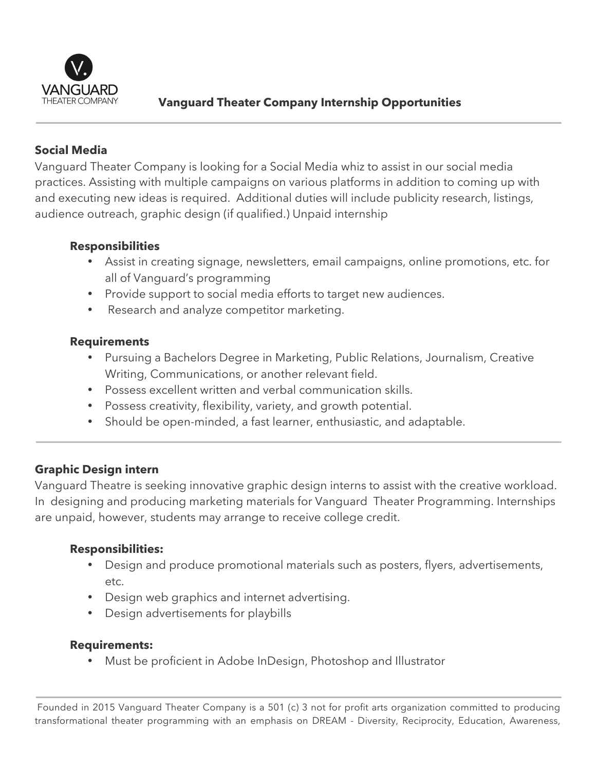# Vanguard Theater Company Internship Opportunities

## Social Media

Vanguard Theater Company is looking for a Social Media whiz to assist in our social media practices. Assisting with multiple campaigns on various platforms in addition to coming up with and executing new ideas is required. Additional duties will include publicity research, listings, audience outreach, graphic design (if qualified.) Unpaid internship

### Responsibilities

- Assist in creating signage, newsletters, email campaigns, online promotions, etc. for all of Vanguard's programming
- Provide support to social media efforts to target new audiences.
- Research and analyze competitor marketing.

### Requirements

- Pursuing a Bachelors Degree in Marketing, Public Relations, Journalism, Creative Writing, Communications, or another relevant field.
- Possess excellent written and verbal communication skills.
- Possess creativity, flexibility, variety, and growth potential.
- Should be open-minded, a fast learner, enthusiastic, and adaptable.

---

## Graphic Design intern

Vanguard Theatre is seeking innovative graphic design interns to assist with the creative workload. In designing and producing marketing materials for Vanguard Theater Programming. Internships are unpaid, however, students may arrange to receive college credit.

### Responsibilities:

- Design and produce promotional materials such as posters, flyers, advertisements, etc.
- Design web graphics and internet advertising.
- Design advertisements for playbills

### Requirements:

- Must be proficient in Adobe InDesign, Photoshop and Illustrator

---

Founded in 2015 Vanguard Theater Company is a 501 (c) 3 not for profit arts organization committed to producing transformational theater programming with an emphasis on DREAM - Diversity, Reciprocity, Education, Awareness,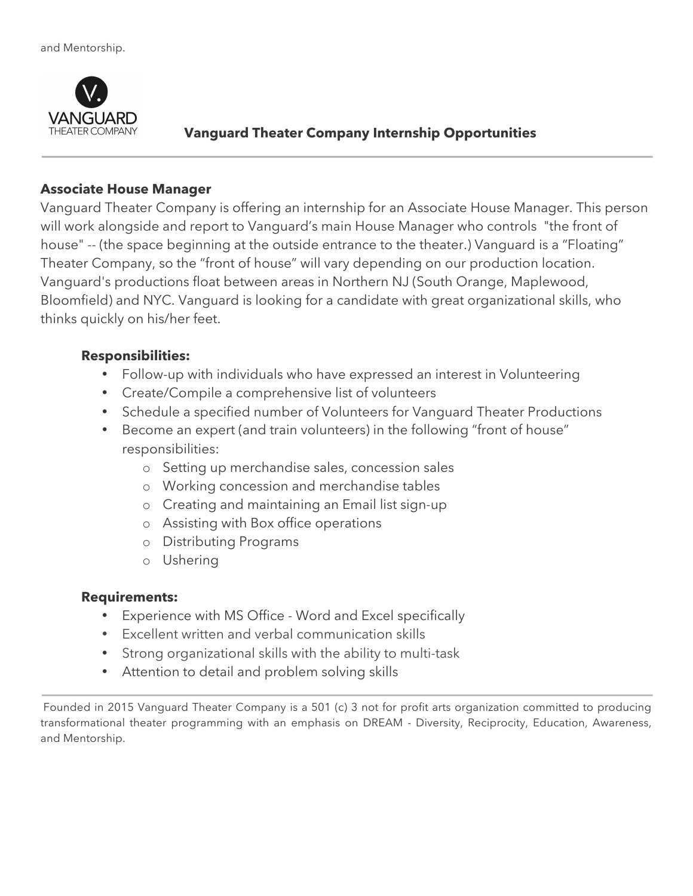and Mentorship.

VANGUARD THEATER COMPANY

**Vanguard Theater Company Internship Opportunities**

---

**Associate House Manager**

Vanguard Theater Company is offering an internship for an Associate House Manager. This person will work alongside and report to Vanguard's main House Manager who controls "the front of house" -- (the space beginning at the outside entrance to the theater.) Vanguard is a "Floating" Theater Company, so the "front of house" will vary depending on our production location. Vanguard's productions float between areas in Northern NJ (South Orange, Maplewood, Bloomfield) and NYC. Vanguard is looking for a candidate with great organizational skills, who thinks quickly on his/her feet.

**Responsibilities:**

- Follow-up with individuals who have expressed an interest in Volunteering
- Create/Compile a comprehensive list of volunteers
- Schedule a specified number of Volunteers for Vanguard Theater Productions
- Become an expert (and train volunteers) in the following "front of house" responsibilities:
  - Setting up merchandise sales, concession sales
  - Working concession and merchandise tables
  - Creating and maintaining an Email list sign-up
  - Assisting with Box office operations
  - Distributing Programs
  - Ushering

**Requirements:**

- Experience with MS Office - Word and Excel specifically
- Excellent written and verbal communication skills
- Strong organizational skills with the ability to multi-task
- Attention to detail and problem solving skills

---

Founded in 2015 Vanguard Theater Company is a 501 (c) 3 not for profit arts organization committed to producing transformational theater programming with an emphasis on DREAM - Diversity, Reciprocity, Education, Awareness, and Mentorship.